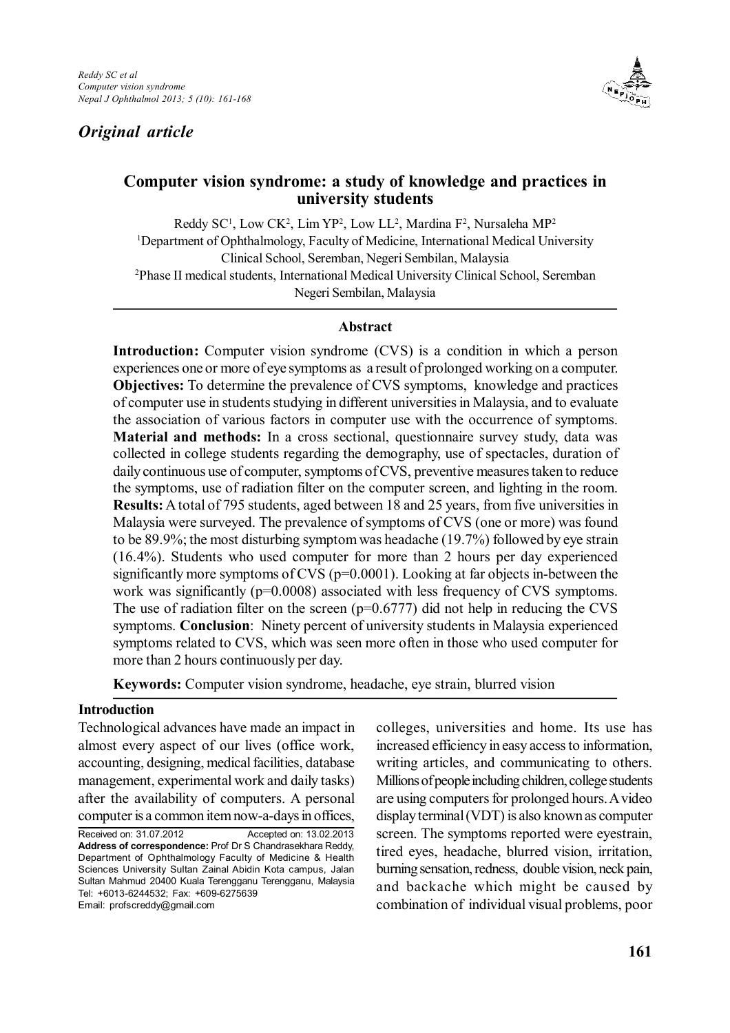*Original article*

# Computer vision syndrome: a study of knowledge and practices in university students

Reddy SC[1], Low CK[2], Lim YP[2], Low LL[2], Mardina F[2], Nursaleha MP[2]

[1]Department of Ophthalmology, Faculty of Medicine, International Medical University Clinical School, Seremban, Negeri Sembilan, Malaysia

[2]Phase II medical students, International Medical University Clinical School, Seremban Negeri Sembilan, Malaysia

## Abstract

**Introduction:** Computer vision syndrome (CVS) is a condition in which a person experiences one or more of eye symptoms as a result of prolonged working on a computer. **Objectives:** To determine the prevalence of CVS symptoms, knowledge and practices of computer use in students studying in different universities in Malaysia, and to evaluate the association of various factors in computer use with the occurrence of symptoms. **Material and methods:** In a cross sectional, questionnaire survey study, data was collected in college students regarding the demography, use of spectacles, duration of daily continuous use of computer, symptoms of CVS, preventive measures taken to reduce the symptoms, use of radiation filter on the computer screen, and lighting in the room. **Results:** A total of 795 students, aged between 18 and 25 years, from five universities in Malaysia were surveyed. The prevalence of symptoms of CVS (one or more) was found to be 89.9%; the most disturbing symptom was headache (19.7%) followed by eye strain (16.4%). Students who used computer for more than 2 hours per day experienced significantly more symptoms of CVS ($p=0.0001$). Looking at far objects in-between the work was significantly ($p=0.0008$) associated with less frequency of CVS symptoms. The use of radiation filter on the screen ($p=0.6777$) did not help in reducing the CVS symptoms. **Conclusion**: Ninety percent of university students in Malaysia experienced symptoms related to CVS, which was seen more often in those who used computer for more than 2 hours continuously per day.

**Keywords:** Computer vision syndrome, headache, eye strain, blurred vision

## Introduction

Technological advances have made an impact in almost every aspect of our lives (office work, accounting, designing, medical facilities, database management, experimental work and daily tasks) after the availability of computers. A personal computer is a common item now-a-days in offices, colleges, universities and home. Its use has increased efficiency in easy access to information, writing articles, and communicating to others. Millions of people including children, college students are using computers for prolonged hours. A video display terminal (VDT) is also known as computer screen. The symptoms reported were eyestrain, tired eyes, headache, blurred vision, irritation, burning sensation, redness, double vision, neck pain, and backache which might be caused by combination of individual visual problems, poor

Received on: 31.07.2012 Accepted on: 13.02.2013

**Address of correspondence:** Prof Dr S Chandrasekhara Reddy, Department of Ophthalmology Faculty of Medicine & Health Sciences University Sultan Zainal Abidin Kota campus, Jalan Sultan Mahmud 20400 Kuala Terengganu Terengganu, Malaysia Tel: +6013-6244532; Fax: +609-6275639 Email: profscreddy@gmail.com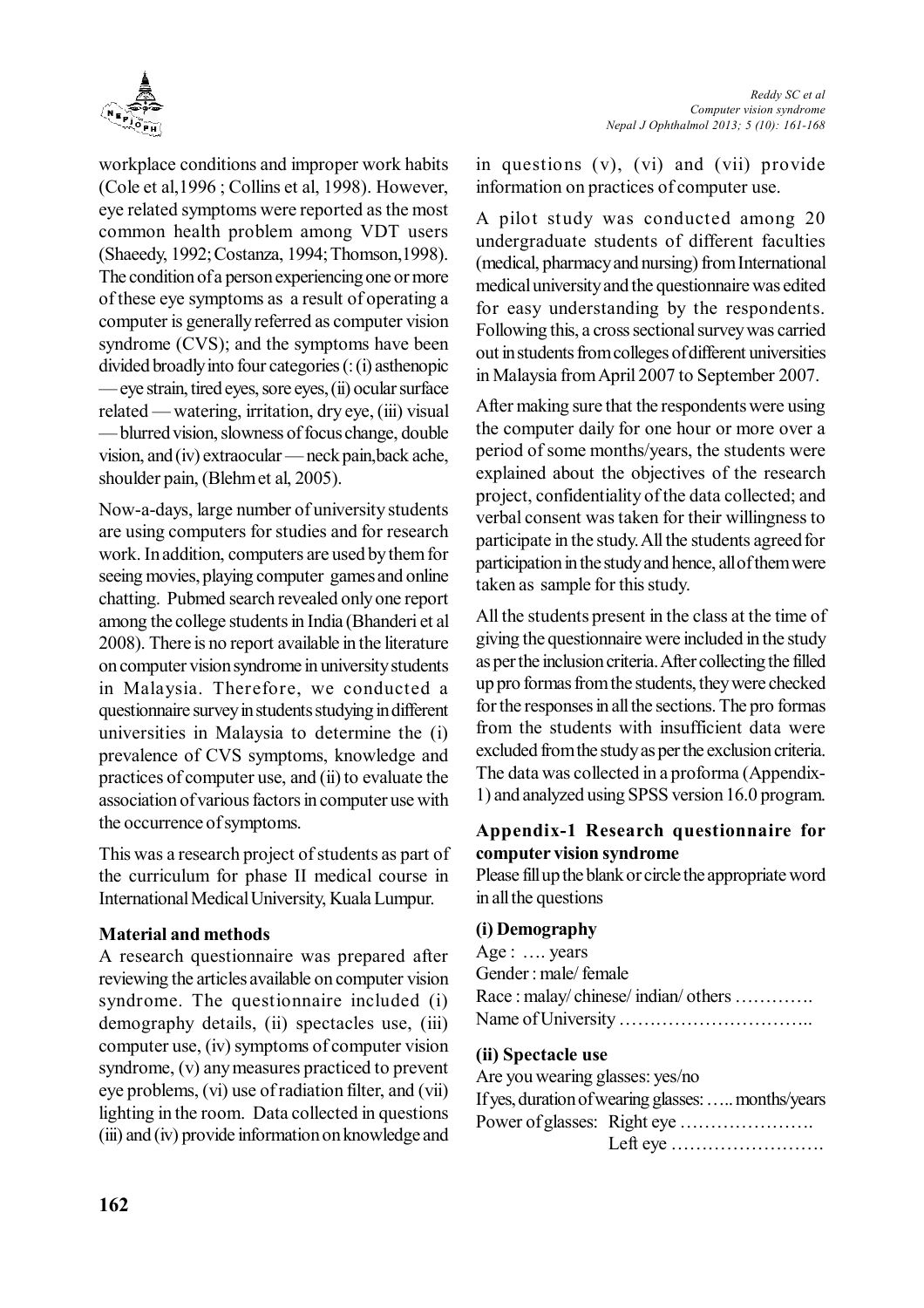workplace conditions and improper work habits (Cole et al,1996 ; Collins et al, 1998). However, eye related symptoms were reported as the most common health problem among VDT users (Shaeedy, 1992; Costanza, 1994; Thomson,1998). The condition of a person experiencing one or more of these eye symptoms as a result of operating a computer is generally referred as computer vision syndrome (CVS); and the symptoms have been divided broadly into four categories (: (i) asthenopic — eye strain, tired eyes, sore eyes, (ii) ocular surface related — watering, irritation, dry eye, (iii) visual — blurred vision, slowness of focus change, double vision, and (iv) extraocular — neck pain,back ache, shoulder pain, (Blehm et al, 2005).

Now-a-days, large number of university students are using computers for studies and for research work. In addition, computers are used by them for seeing movies, playing computer games and online chatting. Pubmed search revealed only one report among the college students in India (Bhanderi et al 2008). There is no report available in the literature on computer vision syndrome in university students in Malaysia. Therefore, we conducted a questionnaire survey in students studying in different universities in Malaysia to determine the (i) prevalence of CVS symptoms, knowledge and practices of computer use, and (ii) to evaluate the association of various factors in computer use with the occurrence of symptoms.

This was a research project of students as part of the curriculum for phase II medical course in International Medical University, Kuala Lumpur.

## Material and methods

A research questionnaire was prepared after reviewing the articles available on computer vision syndrome. The questionnaire included (i) demography details, (ii) spectacles use, (iii) computer use, (iv) symptoms of computer vision syndrome, (v) any measures practiced to prevent eye problems, (vi) use of radiation filter, and (vii) lighting in the room. Data collected in questions (iii) and (iv) provide information on knowledge and in questions (v), (vi) and (vii) provide information on practices of computer use.

A pilot study was conducted among 20 undergraduate students of different faculties (medical, pharmacy and nursing) from International medical university and the questionnaire was edited for easy understanding by the respondents. Following this, a cross sectional survey was carried out in students from colleges of different universities in Malaysia from April 2007 to September 2007.

After making sure that the respondents were using the computer daily for one hour or more over a period of some months/years, the students were explained about the objectives of the research project, confidentiality of the data collected; and verbal consent was taken for their willingness to participate in the study. All the students agreed for participation in the study and hence, all of them were taken as sample for this study.

All the students present in the class at the time of giving the questionnaire were included in the study as per the inclusion criteria. After collecting the filled up pro formas from the students, they were checked for the responses in all the sections. The pro formas from the students with insufficient data were excluded from the study as per the exclusion criteria. The data was collected in a proforma (Appendix-1) and analyzed using SPSS version 16.0 program.

### Appendix-1 Research questionnaire for computer vision syndrome

Please fill up the blank or circle the appropriate word in all the questions

#### (i) Demography

Age : …. years
Gender : male/ female
Race : malay/ chinese/ indian/ others ………….
Name of University …………………………..

#### (ii) Spectacle use

Are you wearing glasses: yes/no
If yes, duration of wearing glasses: ….. months/years
Power of glasses: Right eye ………………….
Left eye …………………….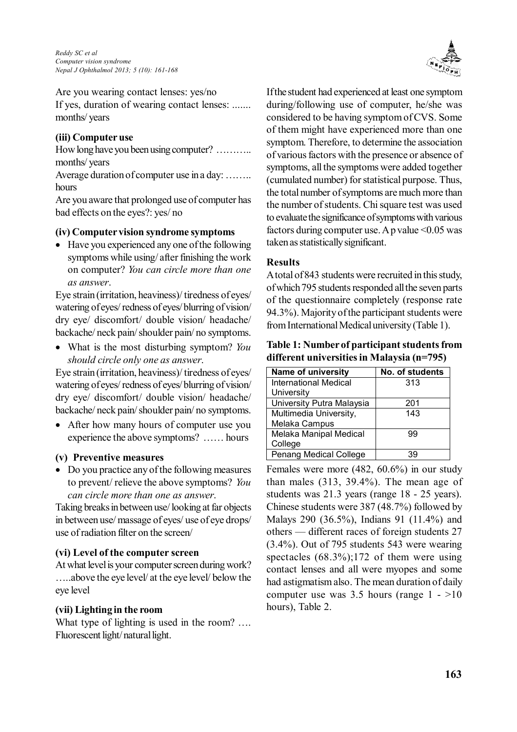Are you wearing contact lenses: yes/no

If yes, duration of wearing contact lenses: ....... months/ years

#### (iii) Computer use

How long have you been using computer? ……….. months/ years

Average duration of computer use in a day: …….. hours

Are you aware that prolonged use of computer has bad effects on the eyes?: yes/ no

#### (iv) Computer vision syndrome symptoms

- Have you experienced any one of the following symptoms while using/ after finishing the work on computer? *You can circle more than one as answer*.

Eye strain (irritation, heaviness)/ tiredness of eyes/ watering of eyes/ redness of eyes/ blurring of vision/ dry eye/ discomfort/ double vision/ headache/ backache/ neck pain/ shoulder pain/ no symptoms.

- What is the most disturbing symptom? *You should circle only one as answer*.

Eye strain (irritation, heaviness)/ tiredness of eyes/ watering of eyes/ redness of eyes/ blurring of vision/ dry eye/ discomfort/ double vision/ headache/ backache/ neck pain/ shoulder pain/ no symptoms.

- After how many hours of computer use you experience the above symptoms? …… hours

#### (v) Preventive measures

- Do you practice any of the following measures to prevent/ relieve the above symptoms? *You can circle more than one as answer*.

Taking breaks in between use/ looking at far objects in between use/ massage of eyes/ use of eye drops/ use of radiation filter on the screen/

#### (vi) Level of the computer screen

At what level is your computer screen during work? …..above the eye level/ at the eye level/ below the eye level

#### (vii) Lighting in the room

What type of lighting is used in the room? …. Fluorescent light/ natural light.

If the student had experienced at least one symptom during/following use of computer, he/she was considered to be having symptom of CVS. Some of them might have experienced more than one symptom. Therefore, to determine the association of various factors with the presence or absence of symptoms, all the symptoms were added together (cumulated number) for statistical purpose. Thus, the total number of symptoms are much more than the number of students. Chi square test was used to evaluate the significance of symptoms with various factors during computer use. A p value $<0.05$ was taken as statistically significant.

## Results

A total of 843 students were recruited in this study, of which 795 students responded all the seven parts of the questionnaire completely (response rate 94.3%). Majority of the participant students were from International Medical university (Table 1).

**Table 1: Number of participant students from different universities in Malaysia (n=795)**

| Name of university | No. of students |
|---|---|
| International Medical University | 313 |
| University Putra Malaysia | 201 |
| Multimedia University, Melaka Campus | 143 |
| Melaka Manipal Medical College | 99 |
| Penang Medical College | 39 |

Females were more (482, 60.6%) in our study than males (313, 39.4%). The mean age of students was 21.3 years (range 18 - 25 years). Chinese students were 387 (48.7%) followed by Malays 290 (36.5%), Indians 91 (11.4%) and others — different races of foreign students 27 (3.4%). Out of 795 students 543 were wearing spectacles (68.3%);172 of them were using contact lenses and all were myopes and some had astigmatism also. The mean duration of daily computer use was 3.5 hours (range 1 - >10 hours), Table 2.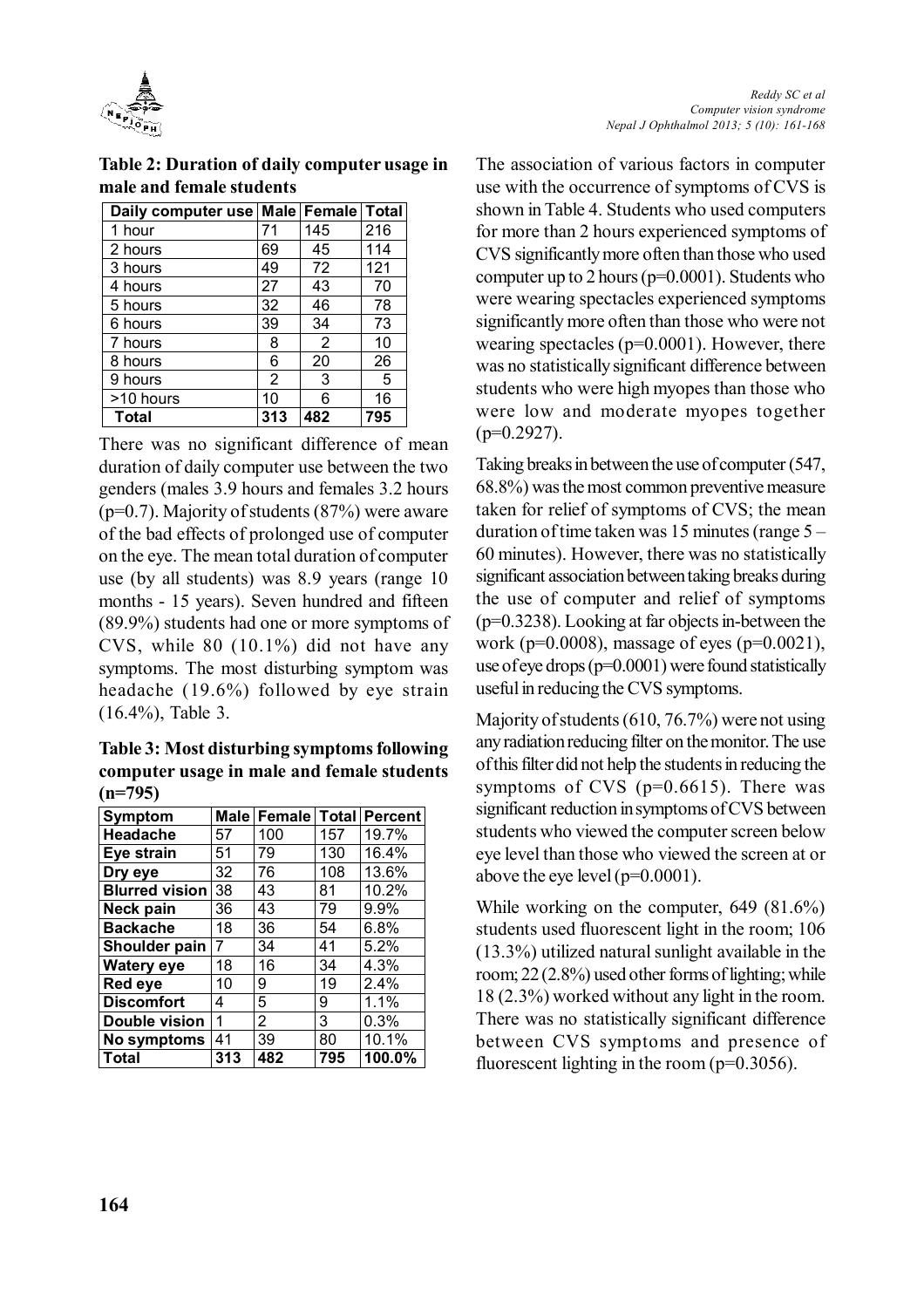**Table 2: Duration of daily computer usage in male and female students**

| Daily computer use | Male | Female | Total |
|---|---|---|---|
| 1 hour | 71 | 145 | 216 |
| 2 hours | 69 | 45 | 114 |
| 3 hours | 49 | 72 | 121 |
| 4 hours | 27 | 43 | 70 |
| 5 hours | 32 | 46 | 78 |
| 6 hours | 39 | 34 | 73 |
| 7 hours | 8 | 2 | 10 |
| 8 hours | 6 | 20 | 26 |
| 9 hours | 2 | 3 | 5 |
| >10 hours | 10 | 6 | 16 |
| **Total** | **313** | **482** | **795** |

There was no significant difference of mean duration of daily computer use between the two genders (males 3.9 hours and females 3.2 hours ($p=0.7$). Majority of students (87%) were aware of the bad effects of prolonged use of computer on the eye. The mean total duration of computer use (by all students) was 8.9 years (range 10 months - 15 years). Seven hundred and fifteen (89.9%) students had one or more symptoms of CVS, while 80 (10.1%) did not have any symptoms. The most disturbing symptom was headache (19.6%) followed by eye strain (16.4%), Table 3.

**Table 3: Most disturbing symptoms following computer usage in male and female students (n=795)**

| Symptom | Male | Female | Total | Percent |
|---|---|---|---|---|
| **Headache** | 57 | 100 | 157 | 19.7% |
| **Eye strain** | 51 | 79 | 130 | 16.4% |
| **Dry eye** | 32 | 76 | 108 | 13.6% |
| **Blurred vision** | 38 | 43 | 81 | 10.2% |
| **Neck pain** | 36 | 43 | 79 | 9.9% |
| **Backache** | 18 | 36 | 54 | 6.8% |
| **Shoulder pain** | 7 | 34 | 41 | 5.2% |
| **Watery eye** | 18 | 16 | 34 | 4.3% |
| **Red eye** | 10 | 9 | 19 | 2.4% |
| **Discomfort** | 4 | 5 | 9 | 1.1% |
| **Double vision** | 1 | 2 | 3 | 0.3% |
| **No symptoms** | 41 | 39 | 80 | 10.1% |
| **Total** | **313** | **482** | **795** | **100.0%** |

The association of various factors in computer use with the occurrence of symptoms of CVS is shown in Table 4. Students who used computers for more than 2 hours experienced symptoms of CVS significantly more often than those who used computer up to 2 hours ($p=0.0001$). Students who were wearing spectacles experienced symptoms significantly more often than those who were not wearing spectacles ($p=0.0001$). However, there was no statistically significant difference between students who were high myopes than those who were low and moderate myopes together ($p=0.2927$).

Taking breaks in between the use of computer (547, 68.8%) was the most common preventive measure taken for relief of symptoms of CVS; the mean duration of time taken was 15 minutes (range 5 – 60 minutes). However, there was no statistically significant association between taking breaks during the use of computer and relief of symptoms ($p=0.3238$). Looking at far objects in-between the work ($p=0.0008$), massage of eyes ($p=0.0021$), use of eye drops ($p=0.0001$) were found statistically useful in reducing the CVS symptoms.

Majority of students (610, 76.7%) were not using any radiation reducing filter on the monitor. The use of this filter did not help the students in reducing the symptoms of CVS ($p=0.6615$). There was significant reduction in symptoms of CVS between students who viewed the computer screen below eye level than those who viewed the screen at or above the eye level ($p=0.0001$).

While working on the computer, 649 (81.6%) students used fluorescent light in the room; 106 (13.3%) utilized natural sunlight available in the room; 22 (2.8%) used other forms of lighting; while 18 (2.3%) worked without any light in the room. There was no statistically significant difference between CVS symptoms and presence of fluorescent lighting in the room ($p=0.3056$).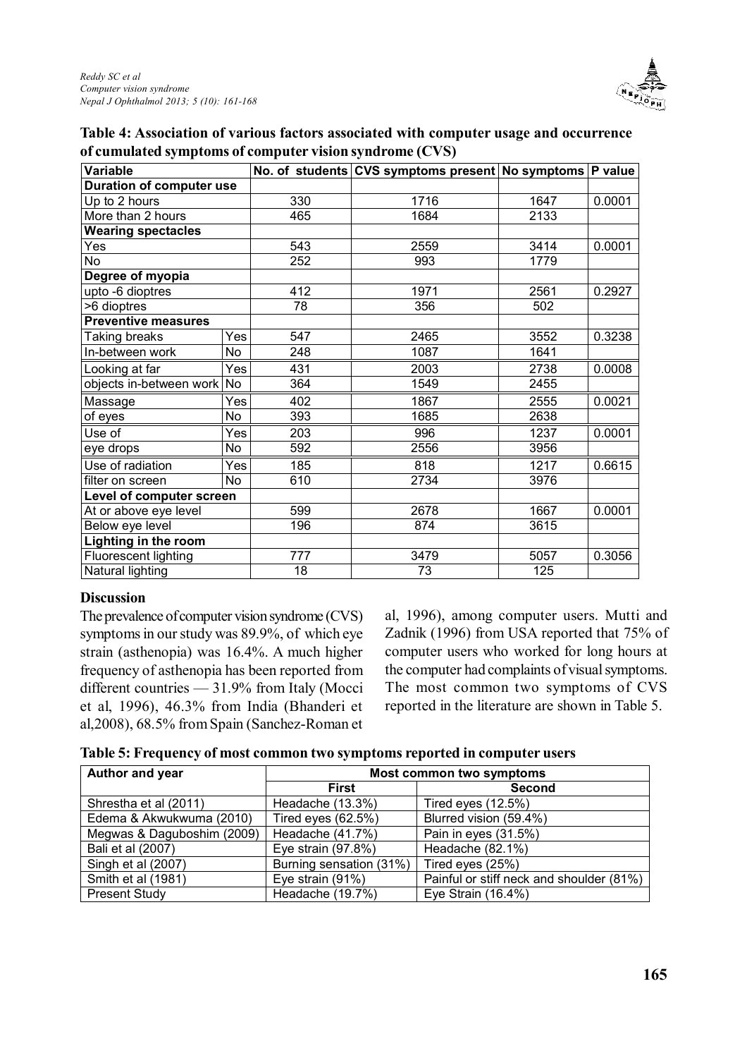**Table 4: Association of various factors associated with computer usage and occurrence of cumulated symptoms of computer vision syndrome (CVS)**

| Variable | | No. of students | CVS symptoms present | No symptoms | P value |
|---|---|---|---|---|---|
| **Duration of computer use** | | | | | |
| Up to 2 hours | | 330 | 1716 | 1647 | 0.0001 |
| More than 2 hours | | 465 | 1684 | 2133 | |
| **Wearing spectacles** | | | | | |
| Yes | | 543 | 2559 | 3414 | 0.0001 |
| No | | 252 | 993 | 1779 | |
| **Degree of myopia** | | | | | |
| upto -6 dioptres | | 412 | 1971 | 2561 | 0.2927 |
| >6 dioptres | | 78 | 356 | 502 | |
| **Preventive measures** | | | | | |
| Taking breaks | Yes | 547 | 2465 | 3552 | 0.3238 |
| In-between work | No | 248 | 1087 | 1641 | |
| Looking at far | Yes | 431 | 2003 | 2738 | 0.0008 |
| objects in-between work | No | 364 | 1549 | 2455 | |
| Massage | Yes | 402 | 1867 | 2555 | 0.0021 |
| of eyes | No | 393 | 1685 | 2638 | |
| Use of | Yes | 203 | 996 | 1237 | 0.0001 |
| eye drops | No | 592 | 2556 | 3956 | |
| Use of radiation | Yes | 185 | 818 | 1217 | 0.6615 |
| filter on screen | No | 610 | 2734 | 3976 | |
| **Level of computer screen** | | | | | |
| At or above eye level | | 599 | 2678 | 1667 | 0.0001 |
| Below eye level | | 196 | 874 | 3615 | |
| **Lighting in the room** | | | | | |
| Fluorescent lighting | | 777 | 3479 | 5057 | 0.3056 |
| Natural lighting | | 18 | 73 | 125 | |

## Discussion

The prevalence of computer vision syndrome (CVS) symptoms in our study was 89.9%, of which eye strain (asthenopia) was 16.4%. A much higher frequency of asthenopia has been reported from different countries — 31.9% from Italy (Mocci et al, 1996), 46.3% from India (Bhanderi et al,2008), 68.5% from Spain (Sanchez-Roman et al, 1996), among computer users. Mutti and Zadnik (1996) from USA reported that 75% of computer users who worked for long hours at the computer had complaints of visual symptoms. The most common two symptoms of CVS reported in the literature are shown in Table 5.

**Table 5: Frequency of most common two symptoms reported in computer users**

| Author and year | Most common two symptoms | |
|---|---|---|
| | **First** | **Second** |
| Shrestha et al (2011) | Headache (13.3%) | Tired eyes (12.5%) |
| Edema & Akwukwuma (2010) | Tired eyes (62.5%) | Blurred vision (59.4%) |
| Megwas & Daguboshim (2009) | Headache (41.7%) | Pain in eyes (31.5%) |
| Bali et al (2007) | Eye strain (97.8%) | Headache (82.1%) |
| Singh et al (2007) | Burning sensation (31%) | Tired eyes (25%) |
| Smith et al (1981) | Eye strain (91%) | Painful or stiff neck and shoulder (81%) |
| Present Study | Headache (19.7%) | Eye Strain (16.4%) |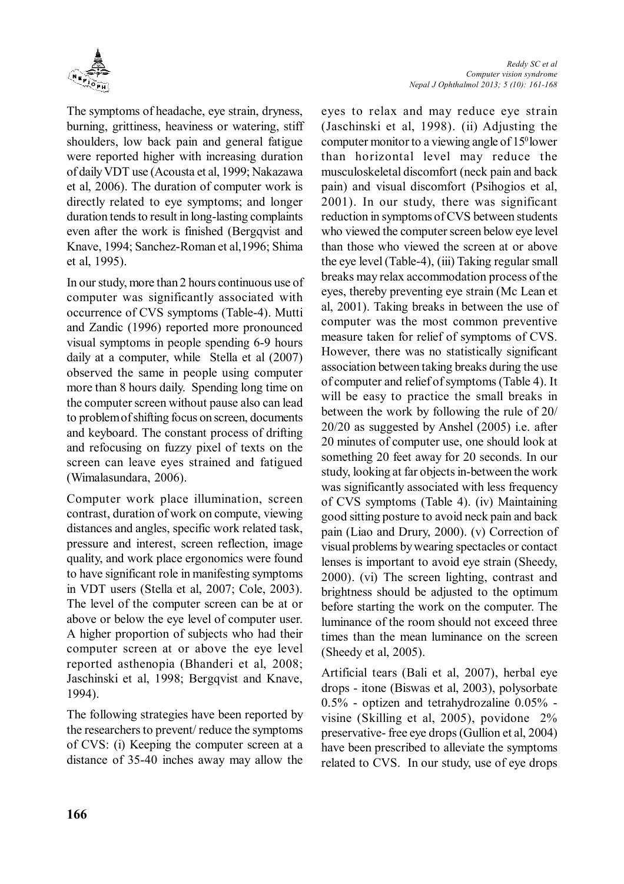The symptoms of headache, eye strain, dryness, burning, grittiness, heaviness or watering, stiff shoulders, low back pain and general fatigue were reported higher with increasing duration of daily VDT use (Acousta et al, 1999; Nakazawa et al, 2006). The duration of computer work is directly related to eye symptoms; and longer duration tends to result in long-lasting complaints even after the work is finished (Bergqvist and Knave, 1994; Sanchez-Roman et al,1996; Shima et al, 1995).

In our study, more than 2 hours continuous use of computer was significantly associated with occurrence of CVS symptoms (Table-4). Mutti and Zandic (1996) reported more pronounced visual symptoms in people spending 6-9 hours daily at a computer, while Stella et al (2007) observed the same in people using computer more than 8 hours daily. Spending long time on the computer screen without pause also can lead to problem of shifting focus on screen, documents and keyboard. The constant process of drifting and refocusing on fuzzy pixel of texts on the screen can leave eyes strained and fatigued (Wimalasundara, 2006).

Computer work place illumination, screen contrast, duration of work on compute, viewing distances and angles, specific work related task, pressure and interest, screen reflection, image quality, and work place ergonomics were found to have significant role in manifesting symptoms in VDT users (Stella et al, 2007; Cole, 2003). The level of the computer screen can be at or above or below the eye level of computer user. A higher proportion of subjects who had their computer screen at or above the eye level reported asthenopia (Bhanderi et al, 2008; Jaschinski et al, 1998; Bergqvist and Knave, 1994).

The following strategies have been reported by the researchers to prevent/ reduce the symptoms of CVS: (i) Keeping the computer screen at a distance of 35-40 inches away may allow the eyes to relax and may reduce eye strain (Jaschinski et al, 1998). (ii) Adjusting the computer monitor to a viewing angle of $15^0$ lower than horizontal level may reduce the musculoskeletal discomfort (neck pain and back pain) and visual discomfort (Psihogios et al, 2001). In our study, there was significant reduction in symptoms of CVS between students who viewed the computer screen below eye level than those who viewed the screen at or above the eye level (Table-4), (iii) Taking regular small breaks may relax accommodation process of the eyes, thereby preventing eye strain (Mc Lean et al, 2001). Taking breaks in between the use of computer was the most common preventive measure taken for relief of symptoms of CVS. However, there was no statistically significant association between taking breaks during the use of computer and relief of symptoms (Table 4). It will be easy to practice the small breaks in between the work by following the rule of 20/ 20/20 as suggested by Anshel (2005) i.e. after 20 minutes of computer use, one should look at something 20 feet away for 20 seconds. In our study, looking at far objects in-between the work was significantly associated with less frequency of CVS symptoms (Table 4). (iv) Maintaining good sitting posture to avoid neck pain and back pain (Liao and Drury, 2000). (v) Correction of visual problems by wearing spectacles or contact lenses is important to avoid eye strain (Sheedy, 2000). (vi) The screen lighting, contrast and brightness should be adjusted to the optimum before starting the work on the computer. The luminance of the room should not exceed three times than the mean luminance on the screen (Sheedy et al, 2005).

Artificial tears (Bali et al, 2007), herbal eye drops - itone (Biswas et al, 2003), polysorbate 0.5% - optizen and tetrahydrozaline 0.05% - visine (Skilling et al, 2005), povidone 2% preservative- free eye drops (Gullion et al, 2004) have been prescribed to alleviate the symptoms related to CVS. In our study, use of eye drops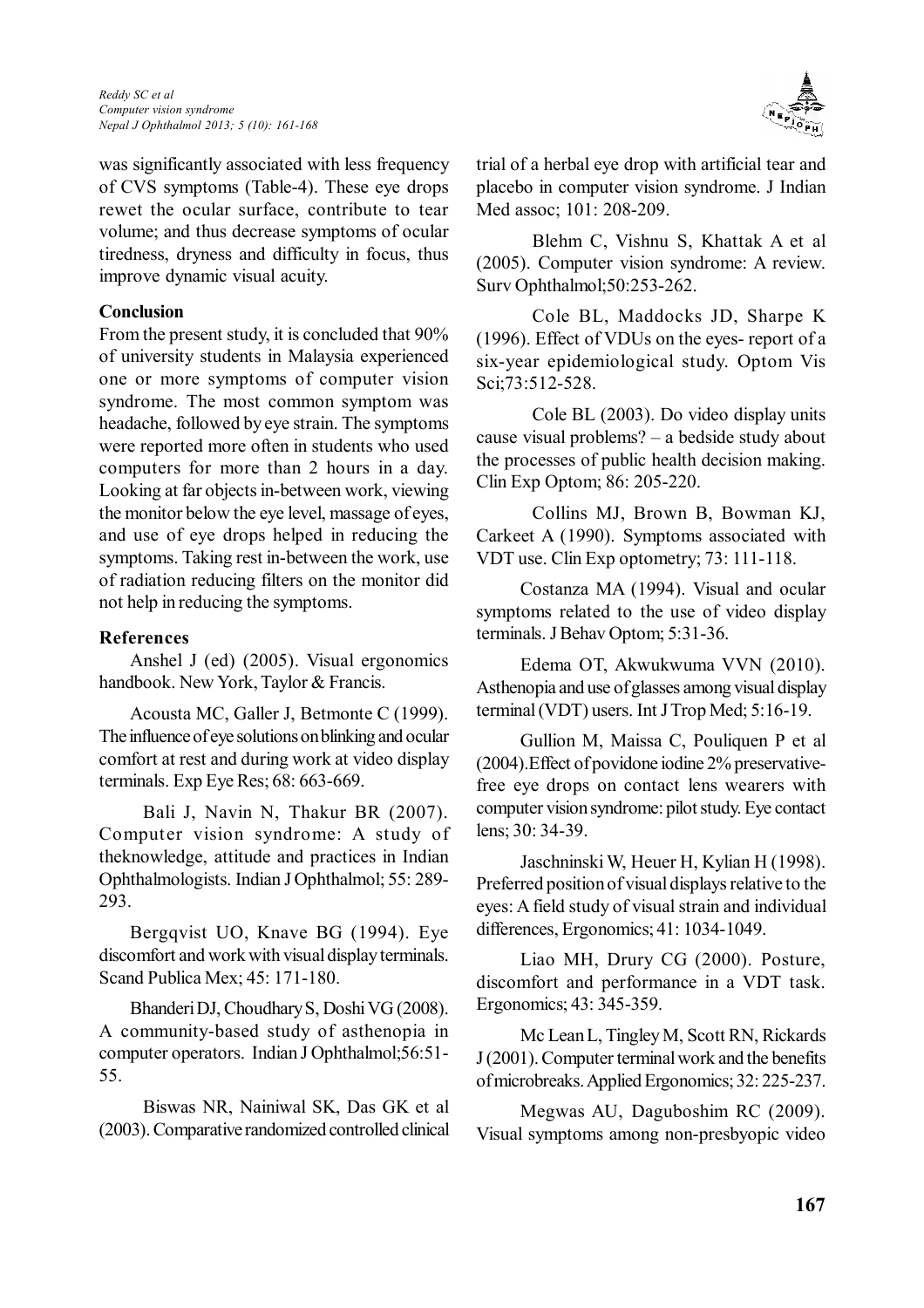was significantly associated with less frequency of CVS symptoms (Table-4). These eye drops rewet the ocular surface, contribute to tear volume; and thus decrease symptoms of ocular tiredness, dryness and difficulty in focus, thus improve dynamic visual acuity.

## Conclusion

From the present study, it is concluded that 90% of university students in Malaysia experienced one or more symptoms of computer vision syndrome. The most common symptom was headache, followed by eye strain. The symptoms were reported more often in students who used computers for more than 2 hours in a day. Looking at far objects in-between work, viewing the monitor below the eye level, massage of eyes, and use of eye drops helped in reducing the symptoms. Taking rest in-between the work, use of radiation reducing filters on the monitor did not help in reducing the symptoms.

## References

Anshel J (ed) (2005). Visual ergonomics handbook. New York, Taylor & Francis.

Acousta MC, Galler J, Betmonte C (1999). The influence of eye solutions on blinking and ocular comfort at rest and during work at video display terminals. Exp Eye Res; 68: 663-669.

Bali J, Navin N, Thakur BR (2007). Computer vision syndrome: A study of theknowledge, attitude and practices in Indian Ophthalmologists. Indian J Ophthalmol; 55: 289-293.

Bergqvist UO, Knave BG (1994). Eye discomfort and work with visual display terminals. Scand Publica Mex; 45: 171-180.

Bhanderi DJ, Choudhary S, Doshi VG (2008). A community-based study of asthenopia in computer operators. Indian J Ophthalmol;56:51-55.

Biswas NR, Nainiwal SK, Das GK et al (2003). Comparative randomized controlled clinical trial of a herbal eye drop with artificial tear and placebo in computer vision syndrome. J Indian Med assoc; 101: 208-209.

Blehm C, Vishnu S, Khattak A et al (2005). Computer vision syndrome: A review. Surv Ophthalmol;50:253-262.

Cole BL, Maddocks JD, Sharpe K (1996). Effect of VDUs on the eyes- report of a six-year epidemiological study. Optom Vis Sci;73:512-528.

Cole BL (2003). Do video display units cause visual problems? – a bedside study about the processes of public health decision making. Clin Exp Optom; 86: 205-220.

Collins MJ, Brown B, Bowman KJ, Carkeet A (1990). Symptoms associated with VDT use. Clin Exp optometry; 73: 111-118.

Costanza MA (1994). Visual and ocular symptoms related to the use of video display terminals. J Behav Optom; 5:31-36.

Edema OT, Akwukwuma VVN (2010). Asthenopia and use of glasses among visual display terminal (VDT) users. Int J Trop Med; 5:16-19.

Gullion M, Maissa C, Pouliquen P et al (2004).Effect of povidone iodine 2% preservative-free eye drops on contact lens wearers with computer vision syndrome: pilot study. Eye contact lens; 30: 34-39.

Jaschninski W, Heuer H, Kylian H (1998). Preferred position of visual displays relative to the eyes: A field study of visual strain and individual differences, Ergonomics; 41: 1034-1049.

Liao MH, Drury CG (2000). Posture, discomfort and performance in a VDT task. Ergonomics; 43: 345-359.

Mc Lean L, Tingley M, Scott RN, Rickards J (2001). Computer terminal work and the benefits of microbreaks. Applied Ergonomics; 32: 225-237.

Megwas AU, Daguboshim RC (2009). Visual symptoms among non-presbyopic video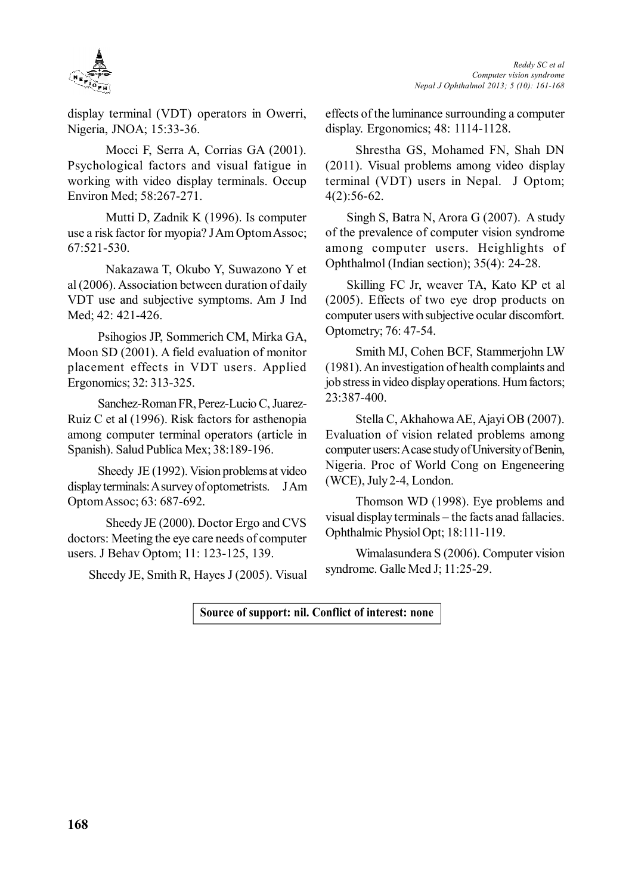display terminal (VDT) operators in Owerri, Nigeria, JNOA; 15:33-36.

Mocci F, Serra A, Corrias GA (2001). Psychological factors and visual fatigue in working with video display terminals. Occup Environ Med; 58:267-271.

Mutti D, Zadnik K (1996). Is computer use a risk factor for myopia? J Am Optom Assoc; 67:521-530.

Nakazawa T, Okubo Y, Suwazono Y et al (2006). Association between duration of daily VDT use and subjective symptoms. Am J Ind Med; 42: 421-426.

Psihogios JP, Sommerich CM, Mirka GA, Moon SD (2001). A field evaluation of monitor placement effects in VDT users. Applied Ergonomics; 32: 313-325.

Sanchez-Roman FR, Perez-Lucio C, Juarez-Ruiz C et al (1996). Risk factors for asthenopia among computer terminal operators (article in Spanish). Salud Publica Mex; 38:189-196.

Sheedy JE (1992). Vision problems at video display terminals: A survey of optometrists. J Am Optom Assoc; 63: 687-692.

Sheedy JE (2000). Doctor Ergo and CVS doctors: Meeting the eye care needs of computer users. J Behav Optom; 11: 123-125, 139.

Sheedy JE, Smith R, Hayes J (2005). Visual effects of the luminance surrounding a computer display. Ergonomics; 48: 1114-1128.

Shrestha GS, Mohamed FN, Shah DN (2011). Visual problems among video display terminal (VDT) users in Nepal. J Optom; 4(2):56-62.

Singh S, Batra N, Arora G (2007). A study of the prevalence of computer vision syndrome among computer users. Heighlights of Ophthalmol (Indian section); 35(4): 24-28.

Skilling FC Jr, weaver TA, Kato KP et al (2005). Effects of two eye drop products on computer users with subjective ocular discomfort. Optometry; 76: 47-54.

Smith MJ, Cohen BCF, Stammerjohn LW (1981). An investigation of health complaints and job stress in video display operations. Hum factors; 23:387-400.

Stella C, Akhahowa AE, Ajayi OB (2007). Evaluation of vision related problems among computer users: A case study of University of Benin, Nigeria. Proc of World Cong on Engeneering (WCE), July 2-4, London.

Thomson WD (1998). Eye problems and visual display terminals – the facts anad fallacies. Ophthalmic Physiol Opt; 18:111-119.

Wimalasundera S (2006). Computer vision syndrome. Galle Med J; 11:25-29.

**Source of support: nil. Conflict of interest: none**